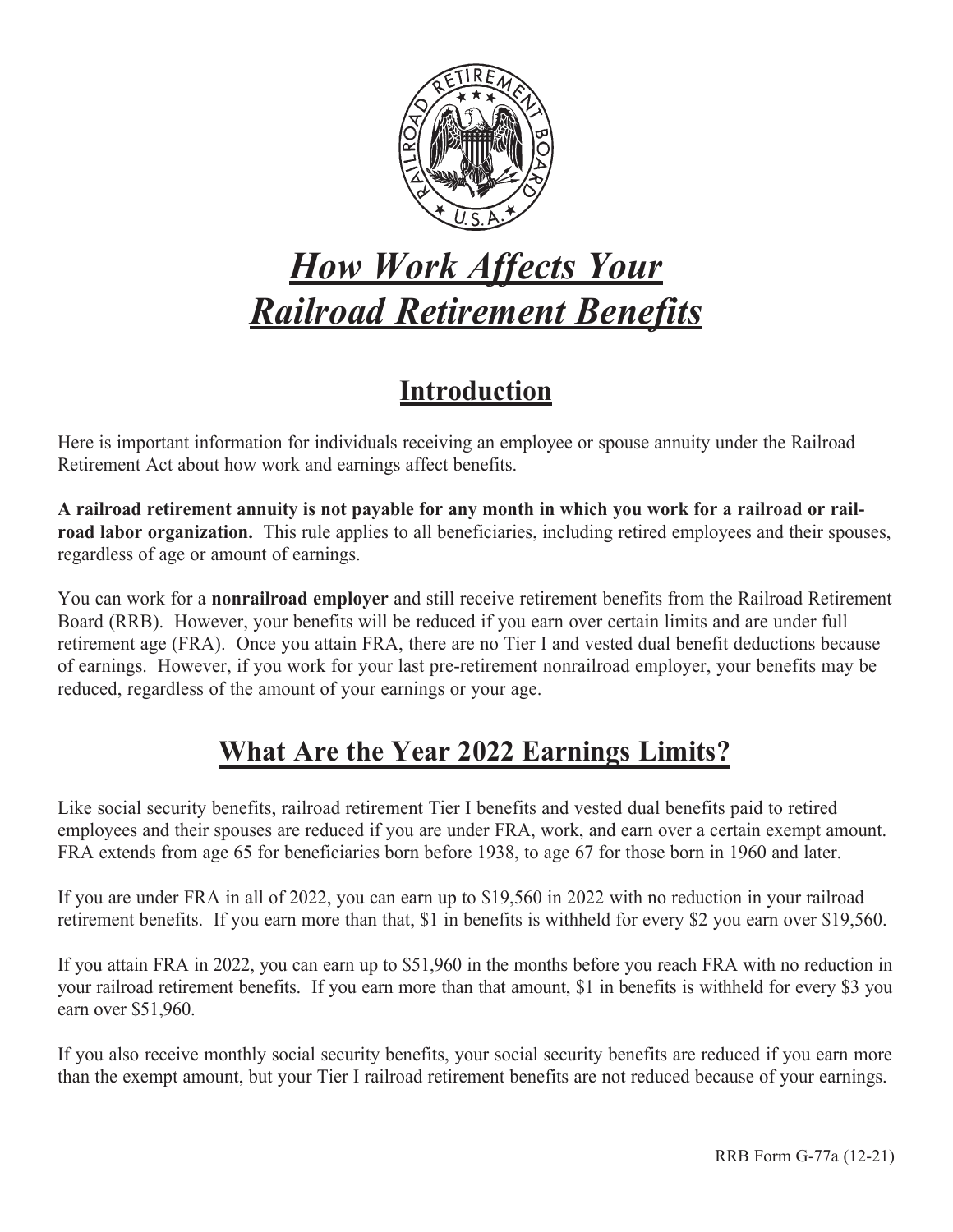# *How Work Affects Your Railroad Retirement Benefits*

## Introduction

Here is important information for individuals receiving an employee or spouse annuity under the Railroad Retirement Act about how work and earnings affect benefits.

**A railroad retirement annuity is not payable for any month in which you work for a railroad or railroad labor organization.** This rule applies to all beneficiaries, including retired employees and their spouses, regardless of age or amount of earnings.

You can work for a **nonrailroad employer** and still receive retirement benefits from the Railroad Retirement Board (RRB). However, your benefits will be reduced if you earn over certain limits and are under full retirement age (FRA). Once you attain FRA, there are no Tier I and vested dual benefit deductions because of earnings. However, if you work for your last pre-retirement nonrailroad employer, your benefits may be reduced, regardless of the amount of your earnings or your age.

## What Are the Year 2022 Earnings Limits?

Like social security benefits, railroad retirement Tier I benefits and vested dual benefits paid to retired employees and their spouses are reduced if you are under FRA, work, and earn over a certain exempt amount. FRA extends from age 65 for beneficiaries born before 1938, to age 67 for those born in 1960 and later.

If you are under FRA in all of 2022, you can earn up to $19,560 in 2022 with no reduction in your railroad retirement benefits. If you earn more than that, $1 in benefits is withheld for every $2 you earn over $19,560.

If you attain FRA in 2022, you can earn up to $51,960 in the months before you reach FRA with no reduction in your railroad retirement benefits. If you earn more than that amount, $1 in benefits is withheld for every $3 you earn over $51,960.

If you also receive monthly social security benefits, your social security benefits are reduced if you earn more than the exempt amount, but your Tier I railroad retirement benefits are not reduced because of your earnings.

RRB Form G-77a (12-21)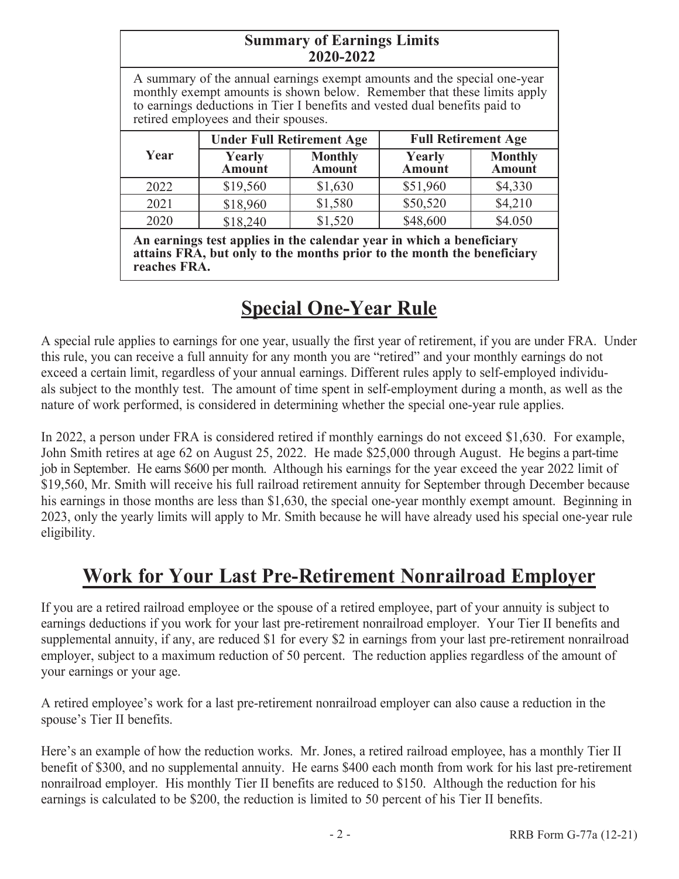**Summary of Earnings Limits**
**2020-2022**

A summary of the annual earnings exempt amounts and the special one-year monthly exempt amounts is shown below. Remember that these limits apply to earnings deductions in Tier I benefits and vested dual benefits paid to retired employees and their spouses.

| Year | Under Full Retirement Age | | Full Retirement Age | |
|---|---|---|---|---|
| | **Yearly Amount** | **Monthly Amount** | **Yearly Amount** | **Monthly Amount** |
| 2022 | $19,560 | $1,630 | $51,960 | $4,330 |
| 2021 | $18,960 | $1,580 | $50,520 | $4,210 |
| 2020 | $18,240 | $1,520 | $48,600 | $4.050 |

**An earnings test applies in the calendar year in which a beneficiary attains FRA, but only to the months prior to the month the beneficiary reaches FRA.**

# Special One-Year Rule

A special rule applies to earnings for one year, usually the first year of retirement, if you are under FRA. Under this rule, you can receive a full annuity for any month you are "retired" and your monthly earnings do not exceed a certain limit, regardless of your annual earnings. Different rules apply to self-employed individuals subject to the monthly test. The amount of time spent in self-employment during a month, as well as the nature of work performed, is considered in determining whether the special one-year rule applies.

In 2022, a person under FRA is considered retired if monthly earnings do not exceed $1,630. For example, John Smith retires at age 62 on August 25, 2022. He made $25,000 through August. He begins a part-time job in September. He earns $600 per month. Although his earnings for the year exceed the year 2022 limit of $19,560, Mr. Smith will receive his full railroad retirement annuity for September through December because his earnings in those months are less than $1,630, the special one-year monthly exempt amount. Beginning in 2023, only the yearly limits will apply to Mr. Smith because he will have already used his special one-year rule eligibility.

# Work for Your Last Pre-Retirement Nonrailroad Employer

If you are a retired railroad employee or the spouse of a retired employee, part of your annuity is subject to earnings deductions if you work for your last pre-retirement nonrailroad employer. Your Tier II benefits and supplemental annuity, if any, are reduced $1 for every $2 in earnings from your last pre-retirement nonrailroad employer, subject to a maximum reduction of 50 percent. The reduction applies regardless of the amount of your earnings or your age.

A retired employee's work for a last pre-retirement nonrailroad employer can also cause a reduction in the spouse's Tier II benefits.

Here's an example of how the reduction works. Mr. Jones, a retired railroad employee, has a monthly Tier II benefit of $300, and no supplemental annuity. He earns $400 each month from work for his last pre-retirement nonrailroad employer. His monthly Tier II benefits are reduced to $150. Although the reduction for his earnings is calculated to be $200, the reduction is limited to 50 percent of his Tier II benefits.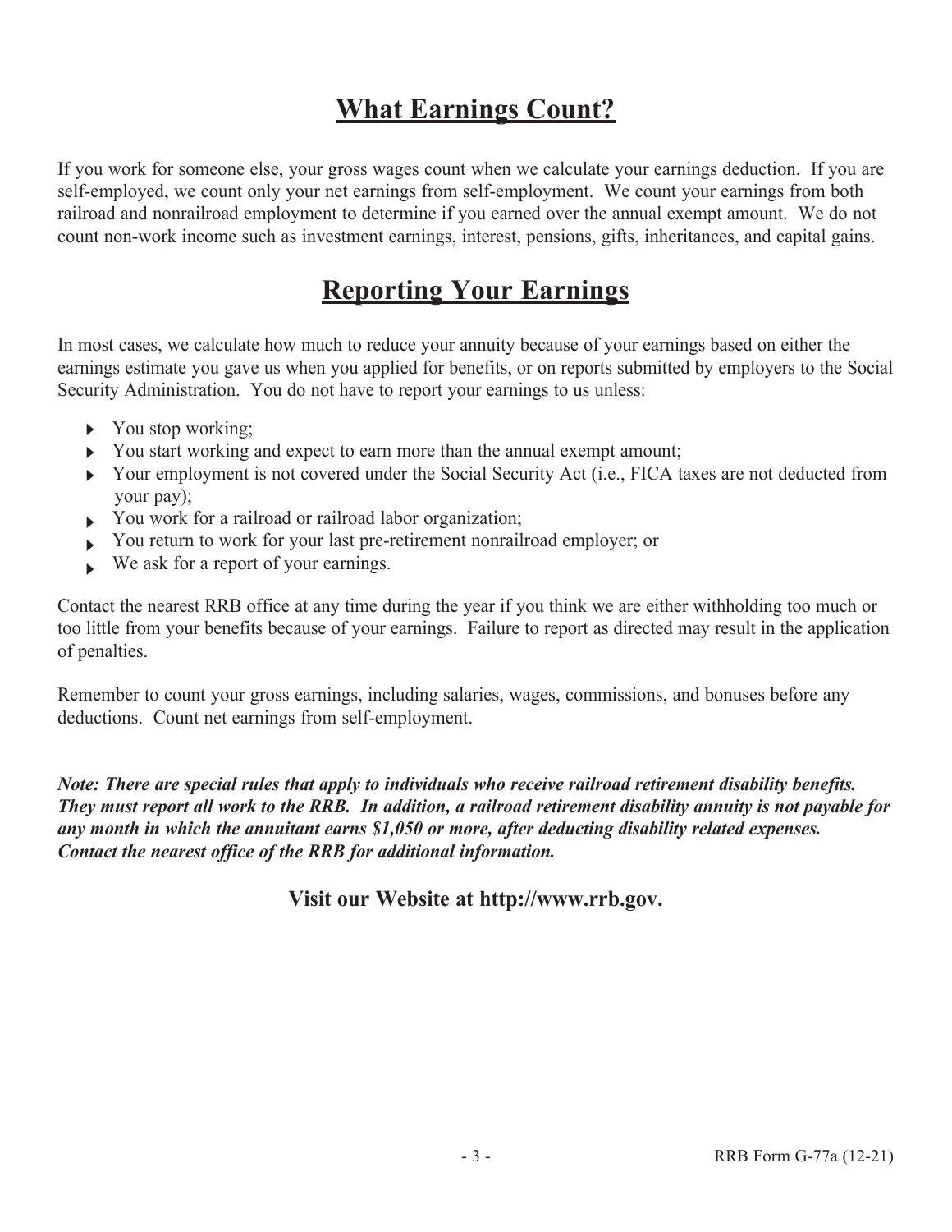## What Earnings Count?

If you work for someone else, your gross wages count when we calculate your earnings deduction. If you are self-employed, we count only your net earnings from self-employment. We count your earnings from both railroad and nonrailroad employment to determine if you earned over the annual exempt amount. We do not count non-work income such as investment earnings, interest, pensions, gifts, inheritances, and capital gains.

## Reporting Your Earnings

In most cases, we calculate how much to reduce your annuity because of your earnings based on either the earnings estimate you gave us when you applied for benefits, or on reports submitted by employers to the Social Security Administration. You do not have to report your earnings to us unless:

- You stop working;
- You start working and expect to earn more than the annual exempt amount;
- Your employment is not covered under the Social Security Act (i.e., FICA taxes are not deducted from your pay);
- You work for a railroad or railroad labor organization;
- You return to work for your last pre-retirement nonrailroad employer; or
- We ask for a report of your earnings.

Contact the nearest RRB office at any time during the year if you think we are either withholding too much or too little from your benefits because of your earnings. Failure to report as directed may result in the application of penalties.

Remember to count your gross earnings, including salaries, wages, commissions, and bonuses before any deductions. Count net earnings from self-employment.

***Note: There are special rules that apply to individuals who receive railroad retirement disability benefits. They must report all work to the RRB. In addition, a railroad retirement disability annuity is not payable for any month in which the annuitant earns $1,050 or more, after deducting disability related expenses. Contact the nearest office of the RRB for additional information.***

**Visit our Website at http://www.rrb.gov.**

RRB Form G-77a (12-21)